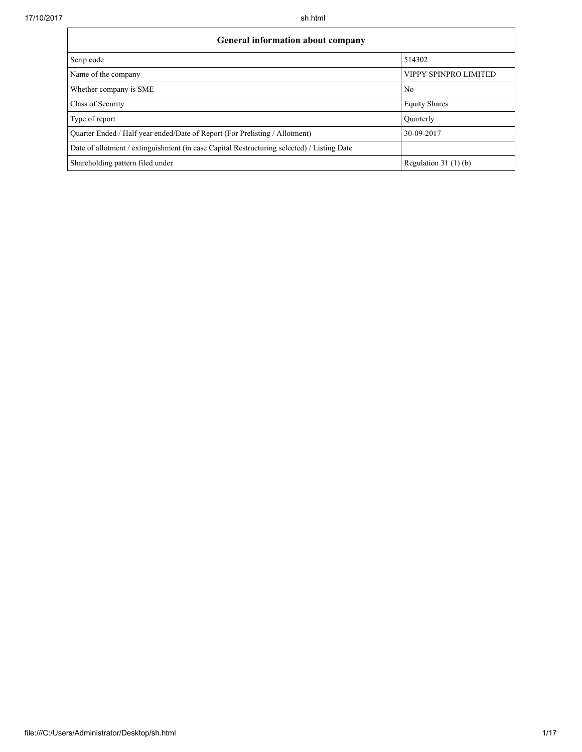| General information about company | |
| --- | --- |
| Scrip code | 514302 |
| Name of the company | VIPPY SPINPRO LIMITED |
| Whether company is SME | No |
| Class of Security | Equity Shares |
| Type of report | Quarterly |
| Quarter Ended / Half year ended/Date of Report (For Prelisting / Allotment) | 30-09-2017 |
| Date of allotment / extinguishment (in case Capital Restructuring selected) / Listing Date | |
| Shareholding pattern filed under | Regulation 31 (1) (b) |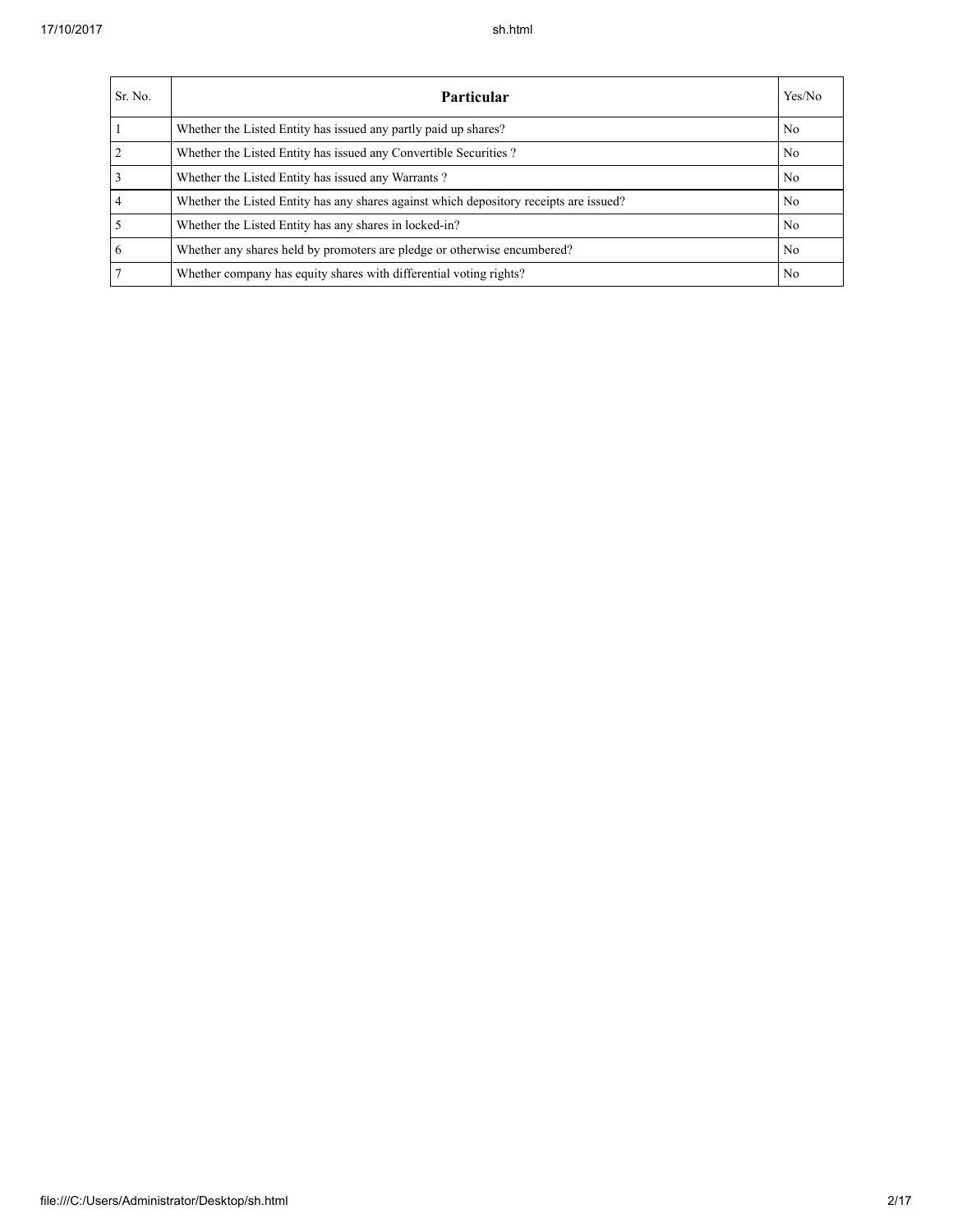| Sr. No. | Particular | Yes/No |
| --- | --- | --- |
| 1 | Whether the Listed Entity has issued any partly paid up shares? | No |
| 2 | Whether the Listed Entity has issued any Convertible Securities ? | No |
| 3 | Whether the Listed Entity has issued any Warrants ? | No |
| 4 | Whether the Listed Entity has any shares against which depository receipts are issued? | No |
| 5 | Whether the Listed Entity has any shares in locked-in? | No |
| 6 | Whether any shares held by promoters are pledge or otherwise encumbered? | No |
| 7 | Whether company has equity shares with differential voting rights? | No |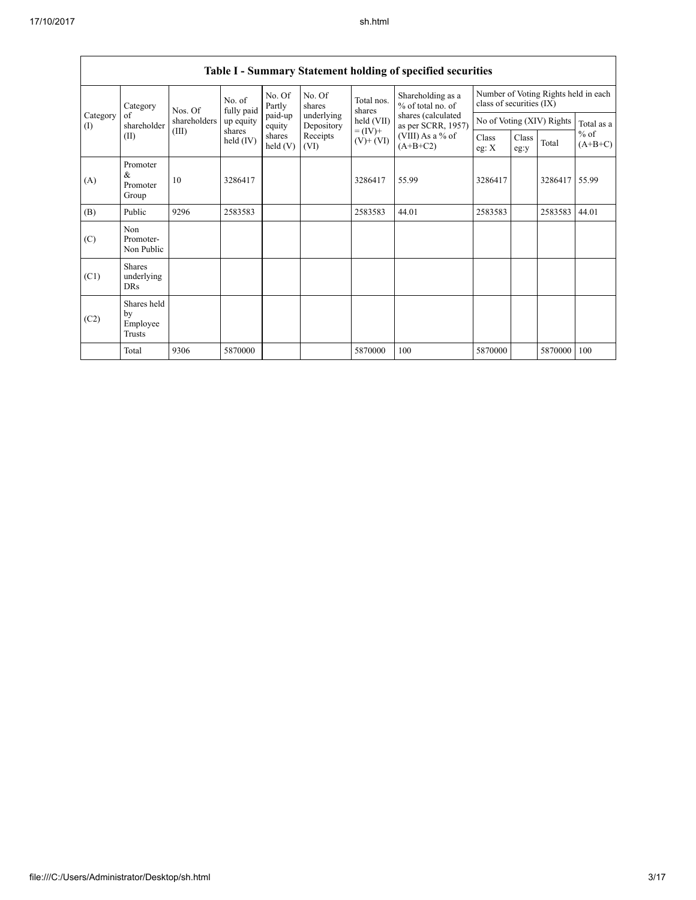| Table I - Summary Statement holding of specified securities | | | | | | | | | | | | |
|---|---|---|---|---|---|---|---|---|---|---|---|---|
| Category (I) | Category of shareholder (II) | Nos. Of shareholders (III) | No. of fully paid up equity shares held (IV) | No. Of Partly paid-up equity shares held (V) | No. Of shares underlying Depository Receipts (VI) | Total nos. shares held (VII) = (IV)+ (V)+ (VI) | Shareholding as a % of total no. of shares (calculated as per SCRR, 1957) (VIII) As a % of (A+B+C2) | Number of Voting Rights held in each class of securities (IX) | | | |
| | | | | | | | | No of Voting (XIV) Rights | | | Total as a % of (A+B+C) |
| | | | | | | | | Class eg: X | Class eg:y | Total | |
| (A) | Promoter & Promoter Group | 10 | 3286417 | | | 3286417 | 55.99 | 3286417 | | 3286417 | 55.99 |
| (B) | Public | 9296 | 2583583 | | | 2583583 | 44.01 | 2583583 | | 2583583 | 44.01 |
| (C) | Non Promoter- Non Public | | | | | | | | | | |
| (C1) | Shares underlying DRs | | | | | | | | | | |
| (C2) | Shares held by Employee Trusts | | | | | | | | | | |
| | Total | 9306 | 5870000 | | | 5870000 | 100 | 5870000 | | 5870000 | 100 |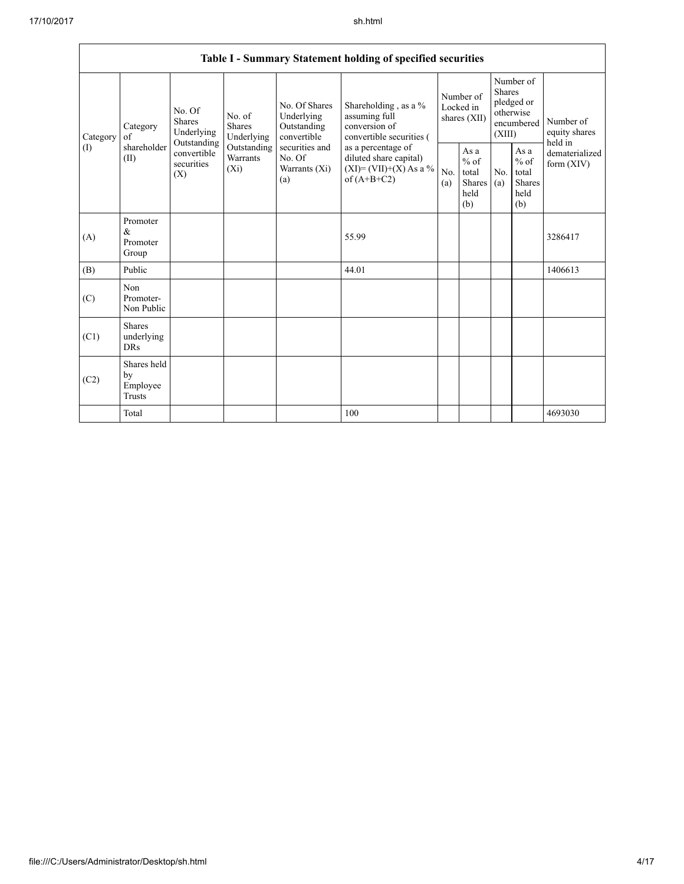| Table I - Summary Statement holding of specified securities | | | | | | | | | | | |
|---|---|---|---|---|---|---|---|---|---|---|---|
| Category (I) | Category of shareholder (II) | No. Of Shares Underlying Outstanding convertible securities (X) | No. of Shares Underlying Outstanding Warrants (Xi) | No. Of Shares Underlying Outstanding convertible securities and No. Of Warrants (Xi) (a) | Shareholding , as a % assuming full conversion of convertible securities ( as a percentage of diluted share capital) (XI)= (VII)+(X) As a % of (A+B+C2) | Number of Locked in shares (XII) | | Number of Shares pledged or otherwise encumbered (XIII) | | Number of equity shares held in dematerialized form (XIV) |
| | | | | | | No. (a) | As a % of total Shares held (b) | No. (a) | As a % of total Shares held (b) | |
| (A) | Promoter & Promoter Group | | | | 55.99 | | | | | 3286417 |
| (B) | Public | | | | 44.01 | | | | | 1406613 |
| (C) | Non Promoter- Non Public | | | | | | | | | |
| (C1) | Shares underlying DRs | | | | | | | | | |
| (C2) | Shares held by Employee Trusts | | | | | | | | | |
| | Total | | | | 100 | | | | | 4693030 |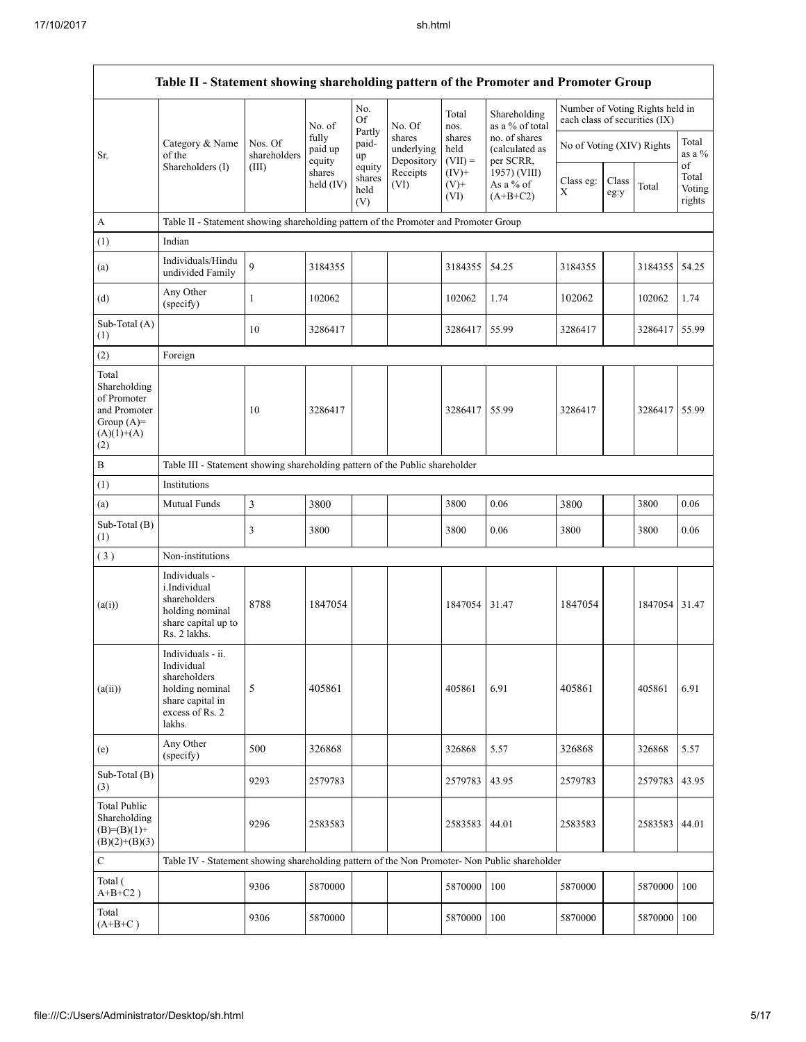| Table II - Statement showing shareholding pattern of the Promoter and Promoter Group | | | | | | | | | | | |
|---|---|---|---|---|---|---|---|---|---|---|---|
| Sr. | Category & Name of the Shareholders (I) | Nos. Of shareholders (III) | No. of fully paid up equity shares held (IV) | No. Of Partly paid-up equity shares held (V) | No. Of shares underlying Depository Receipts (VI) | Total nos. shares held (VII) = (IV)+ (V)+ (VI) | Shareholding as a % of total no. of shares (calculated as per SCRR, 1957) (VIII) As a % of (A+B+C2) | Number of Voting Rights held in each class of securities (IX) | | | |
| | | | | | | | | No of Voting (XIV) Rights | | | Total as a % of Total Voting rights |
| | | | | | | | | Class eg: X | Class eg:y | Total | |
| A | Table II - Statement showing shareholding pattern of the Promoter and Promoter Group | | | | | | | | | | |
| (1) | Indian | | | | | | | | | | |
| (a) | Individuals/Hindu undivided Family | 9 | 3184355 | | | 3184355 | 54.25 | 3184355 | | 3184355 | 54.25 |
| (d) | Any Other (specify) | 1 | 102062 | | | 102062 | 1.74 | 102062 | | 102062 | 1.74 |
| Sub-Total (A) (1) | | 10 | 3286417 | | | 3286417 | 55.99 | 3286417 | | 3286417 | 55.99 |
| (2) | Foreign | | | | | | | | | | |
| Total Shareholding of Promoter and Promoter Group (A)= (A)(1)+(A)(2) | | 10 | 3286417 | | | 3286417 | 55.99 | 3286417 | | 3286417 | 55.99 |
| B | Table III - Statement showing shareholding pattern of the Public shareholder | | | | | | | | | | |
| (1) | Institutions | | | | | | | | | | |
| (a) | Mutual Funds | 3 | 3800 | | | 3800 | 0.06 | 3800 | | 3800 | 0.06 |
| Sub-Total (B) (1) | | 3 | 3800 | | | 3800 | 0.06 | 3800 | | 3800 | 0.06 |
| (3) | Non-institutions | | | | | | | | | | |
| (a(i)) | Individuals - i.Individual shareholders holding nominal share capital up to Rs. 2 lakhs. | 8788 | 1847054 | | | 1847054 | 31.47 | 1847054 | | 1847054 | 31.47 |
| (a(ii)) | Individuals - ii. Individual shareholders holding nominal share capital in excess of Rs. 2 lakhs. | 5 | 405861 | | | 405861 | 6.91 | 405861 | | 405861 | 6.91 |
| (e) | Any Other (specify) | 500 | 326868 | | | 326868 | 5.57 | 326868 | | 326868 | 5.57 |
| Sub-Total (B) (3) | | 9293 | 2579783 | | | 2579783 | 43.95 | 2579783 | | 2579783 | 43.95 |
| Total Public Shareholding (B)=(B)(1)+(B)(2)+(B)(3) | | 9296 | 2583583 | | | 2583583 | 44.01 | 2583583 | | 2583583 | 44.01 |
| C | Table IV - Statement showing shareholding pattern of the Non Promoter- Non Public shareholder | | | | | | | | | | |
| Total ( A+B+C2 ) | | 9306 | 5870000 | | | 5870000 | 100 | 5870000 | | 5870000 | 100 |
| Total (A+B+C ) | | 9306 | 5870000 | | | 5870000 | 100 | 5870000 | | 5870000 | 100 |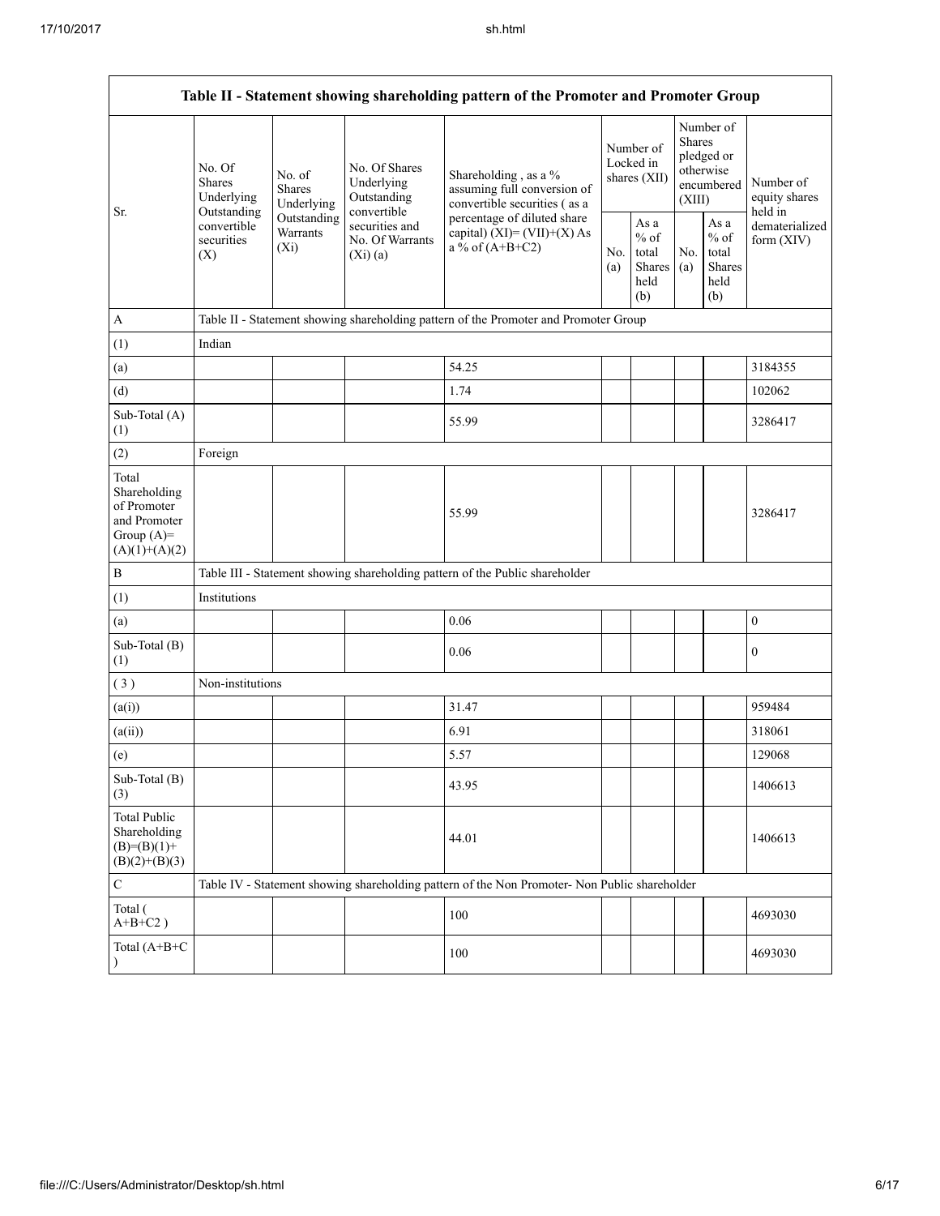| Table II - Statement showing shareholding pattern of the Promoter and Promoter Group | | | | | | | | | |
|---|---|---|---|---|---|---|---|---|---|
| Sr. | No. Of Shares Underlying Outstanding convertible securities (X) | No. of Shares Underlying Outstanding Warrants (Xi) | No. Of Shares Underlying Outstanding convertible securities and No. Of Warrants (Xi) (a) | Shareholding , as a % assuming full conversion of convertible securities ( as a percentage of diluted share capital) (XI)= (VII)+(X) As a % of (A+B+C2) | Number of Locked in shares (XII) | | Number of Shares pledged or otherwise encumbered (XIII) | | Number of equity shares held in dematerialized form (XIV) |
| | | | | | No. (a) | As a % of total Shares held (b) | No. (a) | As a % of total Shares held (b) | |
| A | Table II - Statement showing shareholding pattern of the Promoter and Promoter Group | | | | | | | | |
| (1) | Indian | | | | | | | | |
| (a) | | | | 54.25 | | | | | 3184355 |
| (d) | | | | 1.74 | | | | | 102062 |
| Sub-Total (A) (1) | | | | 55.99 | | | | | 3286417 |
| (2) | Foreign | | | | | | | | |
| Total Shareholding of Promoter and Promoter Group (A)= (A)(1)+(A)(2) | | | | 55.99 | | | | | 3286417 |
| B | Table III - Statement showing shareholding pattern of the Public shareholder | | | | | | | | |
| (1) | Institutions | | | | | | | | |
| (a) | | | | 0.06 | | | | | 0 |
| Sub-Total (B) (1) | | | | 0.06 | | | | | 0 |
| ( 3 ) | Non-institutions | | | | | | | | |
| (a(i)) | | | | 31.47 | | | | | 959484 |
| (a(ii)) | | | | 6.91 | | | | | 318061 |
| (e) | | | | 5.57 | | | | | 129068 |
| Sub-Total (B) (3) | | | | 43.95 | | | | | 1406613 |
| Total Public Shareholding (B)=(B)(1)+(B)(2)+(B)(3) | | | | 44.01 | | | | | 1406613 |
| C | Table IV - Statement showing shareholding pattern of the Non Promoter- Non Public shareholder | | | | | | | | |
| Total ( A+B+C2 ) | | | | 100 | | | | | 4693030 |
| Total (A+B+C ) | | | | 100 | | | | | 4693030 |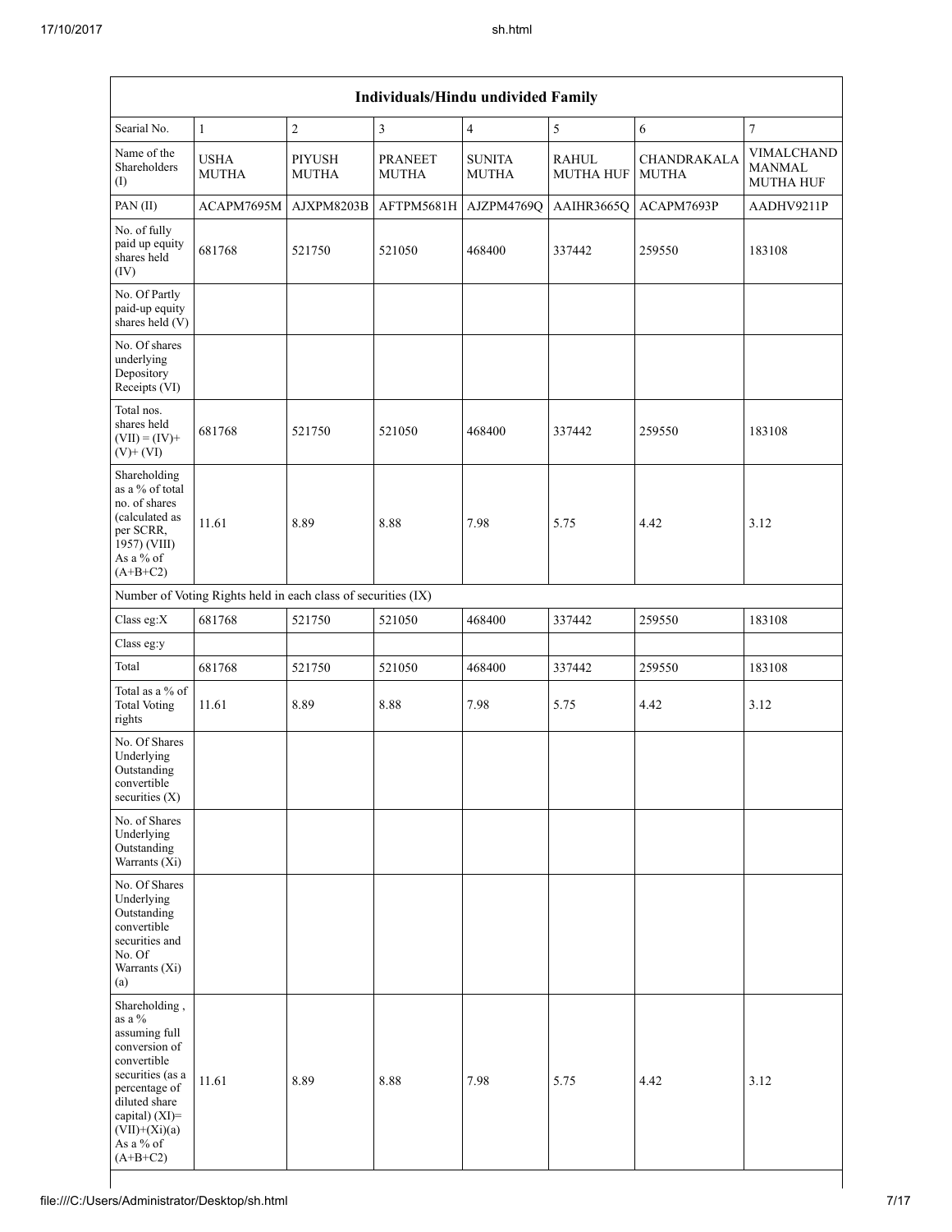| Individuals/Hindu undivided Family | | | | | | | |
|---|---|---|---|---|---|---|---|
| Searial No. | 1 | 2 | 3 | 4 | 5 | 6 | 7 |
| Name of the Shareholders (I) | USHA MUTHA | PIYUSH MUTHA | PRANEET MUTHA | SUNITA MUTHA | RAHUL MUTHA HUF | CHANDRAKALA MUTHA | VIMALCHAND MANMAL MUTHA HUF |
| PAN (II) | ACAPM7695M | AJXPM8203B | AFTPM5681H | AJZPM4769Q | AAIHR3665Q | ACAPM7693P | AADHV9211P |
| No. of fully paid up equity shares held (IV) | 681768 | 521750 | 521050 | 468400 | 337442 | 259550 | 183108 |
| No. Of Partly paid-up equity shares held (V) | | | | | | | |
| No. Of shares underlying Depository Receipts (VI) | | | | | | | |
| Total nos. shares held (VII) = (IV)+(V)+ (VI) | 681768 | 521750 | 521050 | 468400 | 337442 | 259550 | 183108 |
| Shareholding as a % of total no. of shares (calculated as per SCRR, 1957) (VIII) As a % of (A+B+C2) | 11.61 | 8.89 | 8.88 | 7.98 | 5.75 | 4.42 | 3.12 |
| Number of Voting Rights held in each class of securities (IX) | | | | | | | |
| Class eg:X | 681768 | 521750 | 521050 | 468400 | 337442 | 259550 | 183108 |
| Class eg:y | | | | | | | |
| Total | 681768 | 521750 | 521050 | 468400 | 337442 | 259550 | 183108 |
| Total as a % of Total Voting rights | 11.61 | 8.89 | 8.88 | 7.98 | 5.75 | 4.42 | 3.12 |
| No. Of Shares Underlying Outstanding convertible securities (X) | | | | | | | |
| No. of Shares Underlying Outstanding Warrants (Xi) | | | | | | | |
| No. Of Shares Underlying Outstanding convertible securities and No. Of Warrants (Xi) (a) | | | | | | | |
| Shareholding , as a % assuming full conversion of convertible securities (as a percentage of diluted share capital) (XI)= (VII)+(Xi)(a) As a % of (A+B+C2) | 11.61 | 8.89 | 8.88 | 7.98 | 5.75 | 4.42 | 3.12 |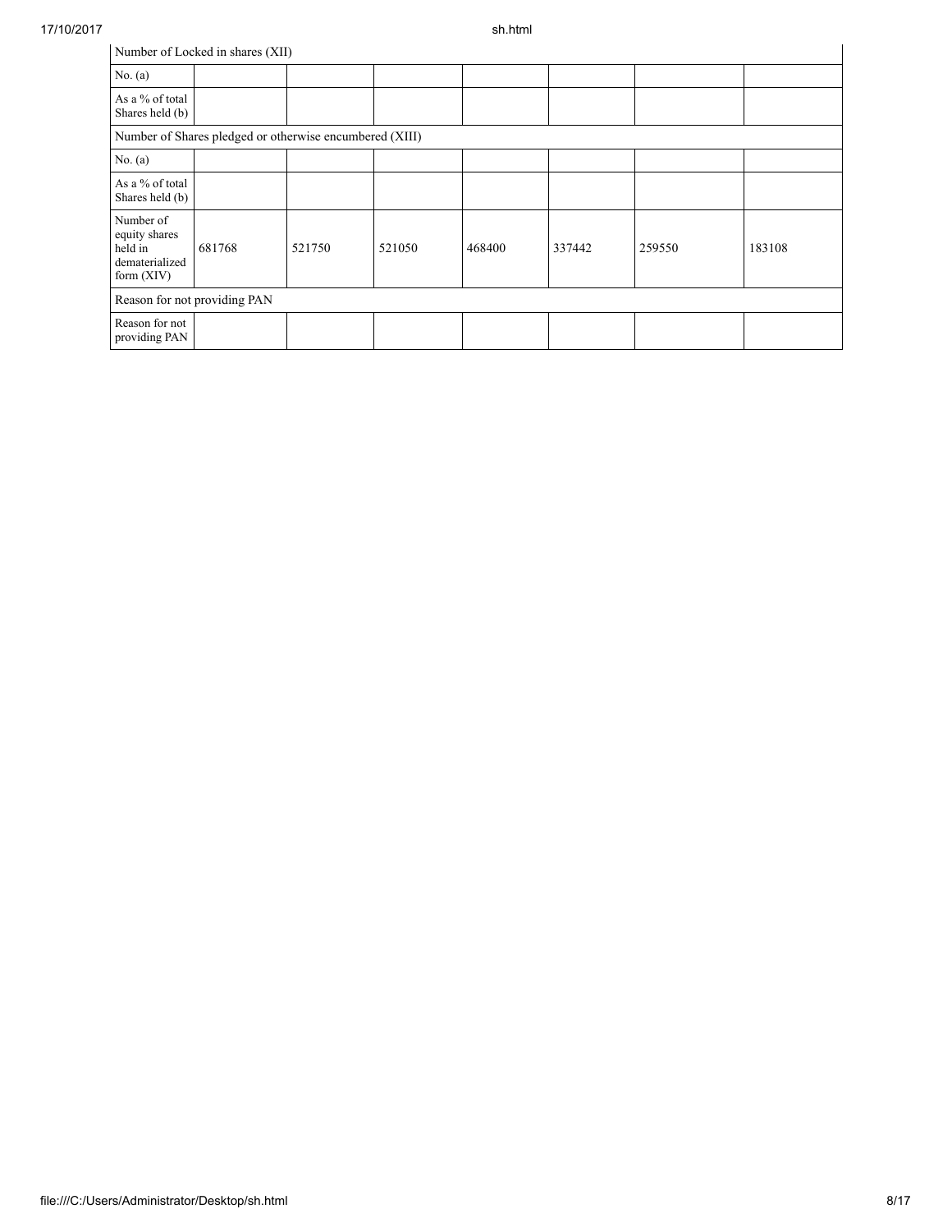| Number of Locked in shares (XII) | | | | | | | |
|---|---|---|---|---|---|---|---|
| No. (a) | | | | | | | |
| As a % of total Shares held (b) | | | | | | | |
| Number of Shares pledged or otherwise encumbered (XIII) | | | | | | | |
| No. (a) | | | | | | | |
| As a % of total Shares held (b) | | | | | | | |
| Number of equity shares held in dematerialized form (XIV) | 681768 | 521750 | 521050 | 468400 | 337442 | 259550 | 183108 |
| Reason for not providing PAN | | | | | | | |
| Reason for not providing PAN | | | | | | | |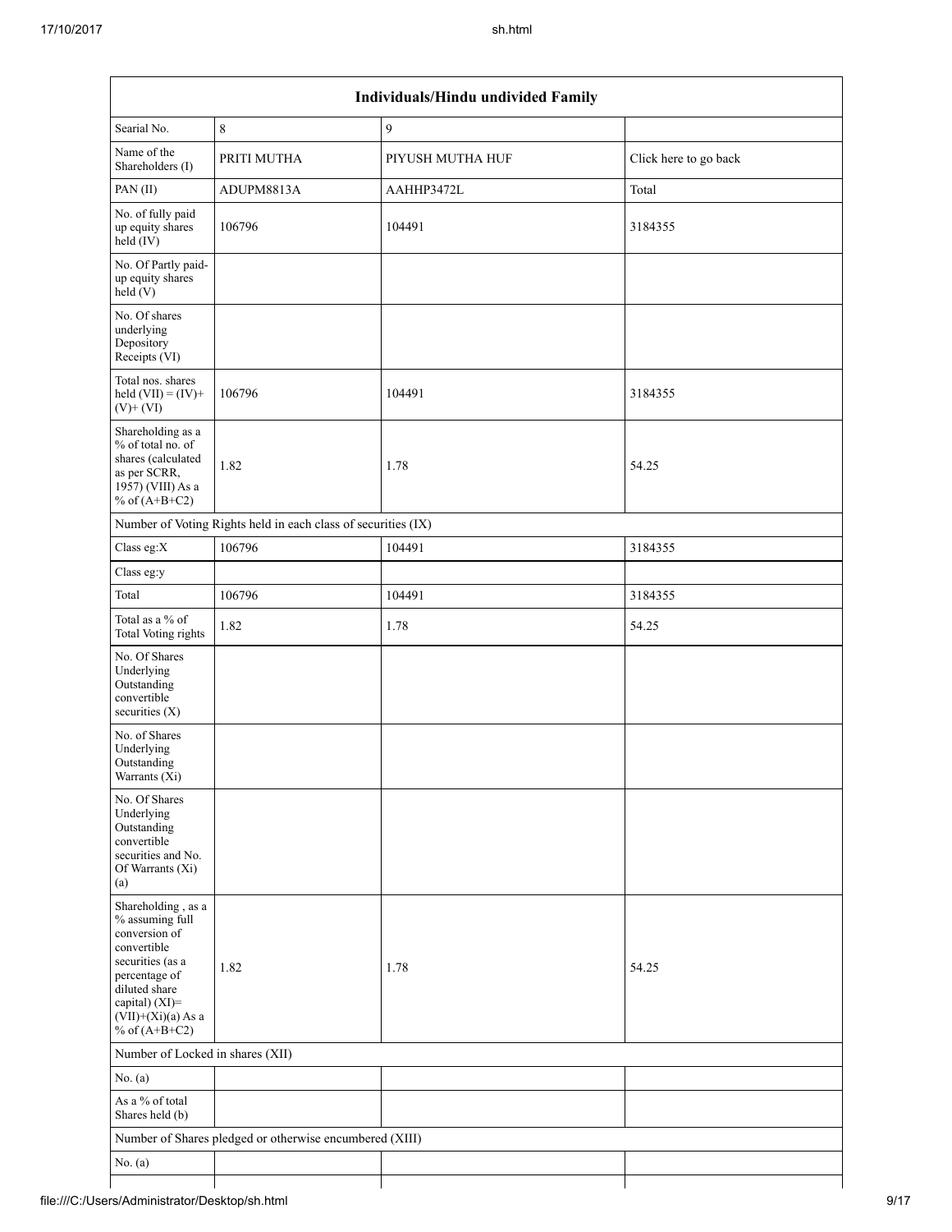| Individuals/Hindu undivided Family | | | |
|---|---|---|---|
| Searial No. | 8 | 9 | |
| Name of the Shareholders (I) | PRITI MUTHA | PIYUSH MUTHA HUF | Click here to go back |
| PAN (II) | ADUPM8813A | AAHHP3472L | Total |
| No. of fully paid up equity shares held (IV) | 106796 | 104491 | 3184355 |
| No. Of Partly paid-up equity shares held (V) | | | |
| No. Of shares underlying Depository Receipts (VI) | | | |
| Total nos. shares held (VII) = (IV)+ (V)+ (VI) | 106796 | 104491 | 3184355 |
| Shareholding as a % of total no. of shares (calculated as per SCRR, 1957) (VIII) As a % of (A+B+C2) | 1.82 | 1.78 | 54.25 |
| Number of Voting Rights held in each class of securities (IX) | | | |
| Class eg:X | 106796 | 104491 | 3184355 |
| Class eg:y | | | |
| Total | 106796 | 104491 | 3184355 |
| Total as a % of Total Voting rights | 1.82 | 1.78 | 54.25 |
| No. Of Shares Underlying Outstanding convertible securities (X) | | | |
| No. of Shares Underlying Outstanding Warrants (Xi) | | | |
| No. Of Shares Underlying Outstanding convertible securities and No. Of Warrants (Xi) (a) | | | |
| Shareholding , as a % assuming full conversion of convertible securities (as a percentage of diluted share capital) (XI)= (VII)+(Xi)(a) As a % of (A+B+C2) | 1.82 | 1.78 | 54.25 |
| Number of Locked in shares (XII) | | | |
| No. (a) | | | |
| As a % of total Shares held (b) | | | |
| Number of Shares pledged or otherwise encumbered (XIII) | | | |
| No. (a) | | | |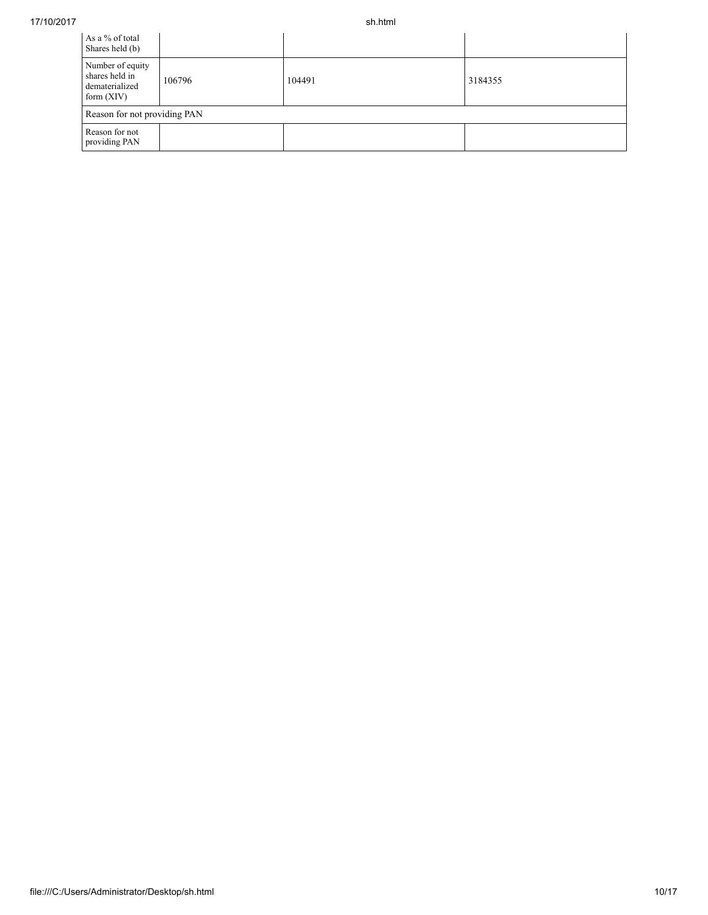| As a % of total Shares held (b) | | | |
|---|---|---|---|
| Number of equity shares held in dematerialized form (XIV) | 106796 | 104491 | 3184355 |
| Reason for not providing PAN | | | |
| Reason for not providing PAN | | | |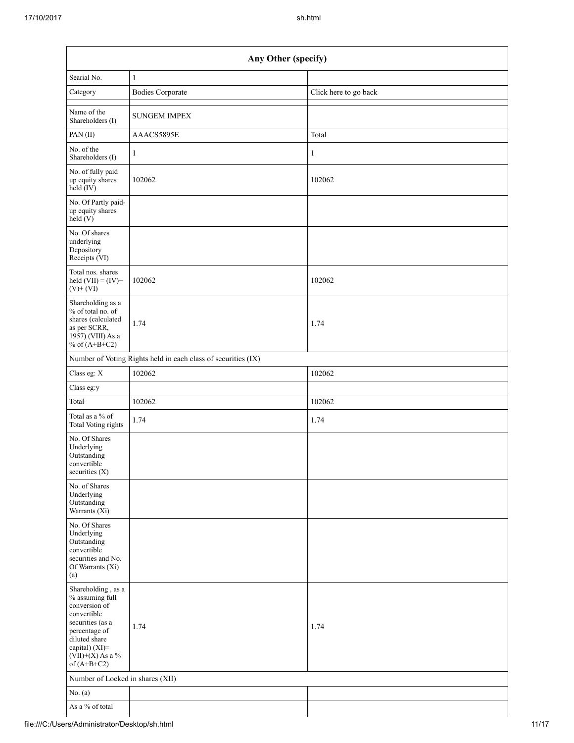| Any Other (specify) | | |
|---|---|---|
| Searial No. | 1 | |
| Category | Bodies Corporate | Click here to go back |
| Name of the Shareholders (I) | SUNGEM IMPEX | |
| PAN (II) | AAACS5895E | Total |
| No. of the Shareholders (I) | 1 | 1 |
| No. of fully paid up equity shares held (IV) | 102062 | 102062 |
| No. Of Partly paid-up equity shares held (V) | | |
| No. Of shares underlying Depository Receipts (VI) | | |
| Total nos. shares held (VII) = (IV)+ (V)+ (VI) | 102062 | 102062 |
| Shareholding as a % of total no. of shares (calculated as per SCRR, 1957) (VIII) As a % of (A+B+C2) | 1.74 | 1.74 |
| Number of Voting Rights held in each class of securities (IX) | | |
| Class eg: X | 102062 | 102062 |
| Class eg:y | | |
| Total | 102062 | 102062 |
| Total as a % of Total Voting rights | 1.74 | 1.74 |
| No. Of Shares Underlying Outstanding convertible securities (X) | | |
| No. of Shares Underlying Outstanding Warrants (Xi) | | |
| No. Of Shares Underlying Outstanding convertible securities and No. Of Warrants (Xi) (a) | | |
| Shareholding , as a % assuming full conversion of convertible securities (as a percentage of diluted share capital) (XI)= (VII)+(X) As a % of (A+B+C2) | 1.74 | 1.74 |
| Number of Locked in shares (XII) | | |
| No. (a) | | |
| As a % of total | | |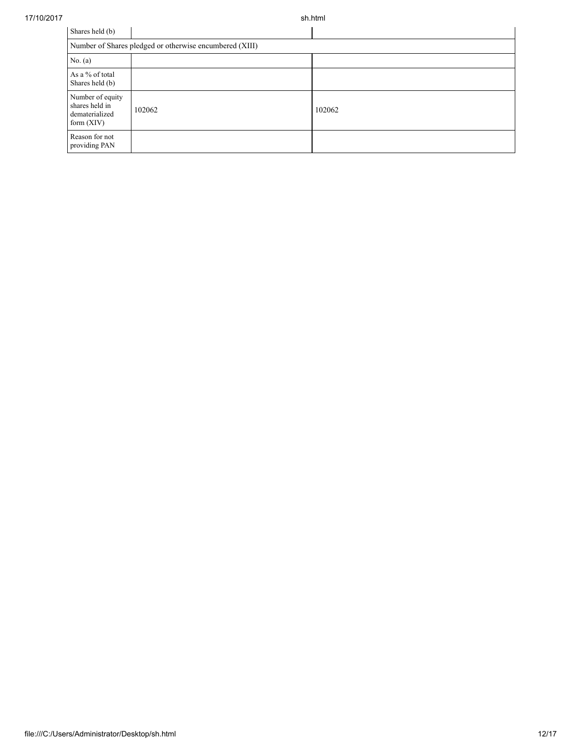| Shares held (b) | | |
|---|---|---|
| Number of Shares pledged or otherwise encumbered (XIII) | | |
| No. (a) | | |
| As a % of total Shares held (b) | | |
| Number of equity shares held in dematerialized form (XIV) | 102062 | 102062 |
| Reason for not providing PAN | | |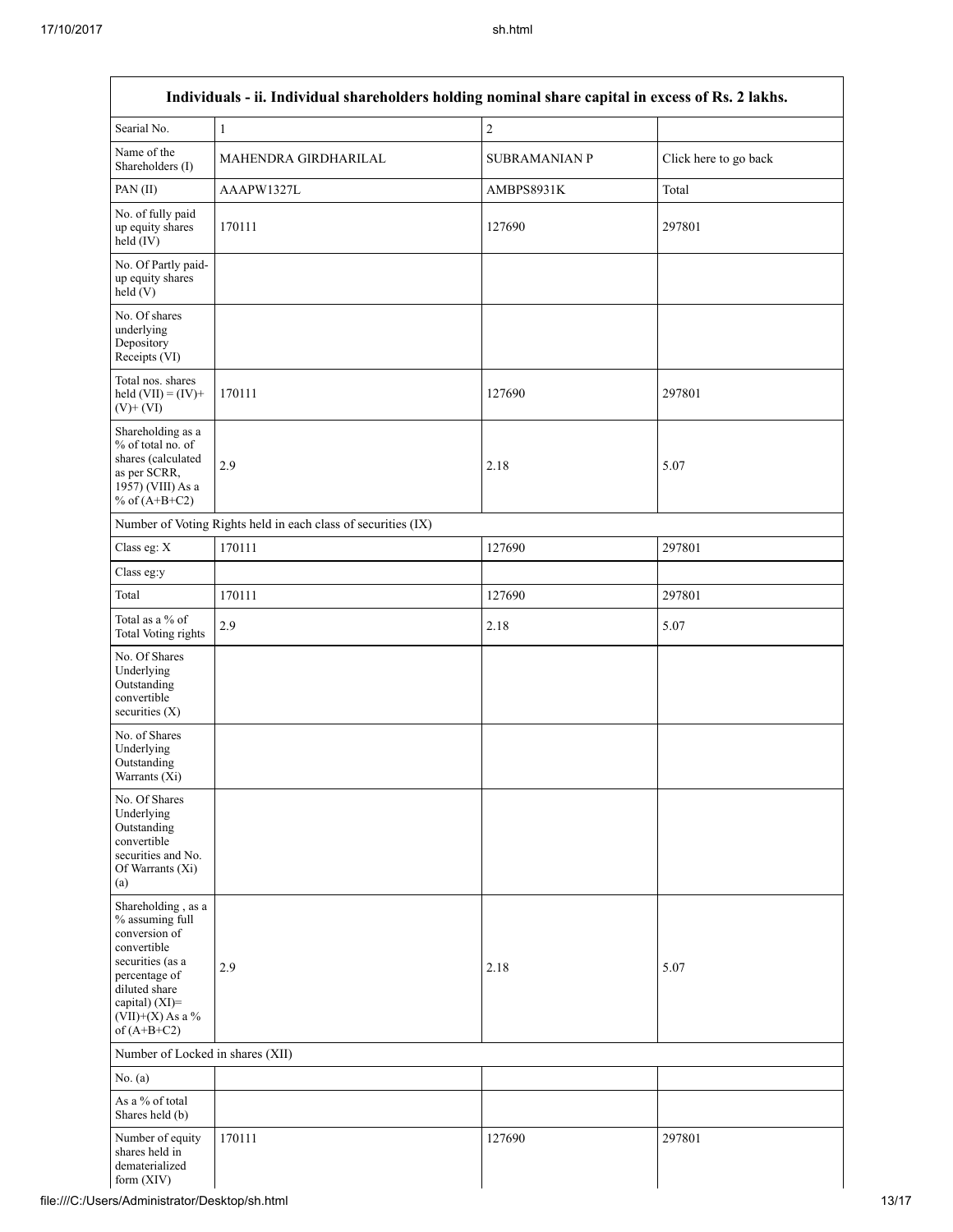| Individuals - ii. Individual shareholders holding nominal share capital in excess of Rs. 2 lakhs. | | | |
|---|---|---|---|
| Searial No. | 1 | 2 | |
| Name of the Shareholders (I) | MAHENDRA GIRDHARILAL | SUBRAMANIAN P | Click here to go back |
| PAN (II) | AAAPW1327L | AMBPS8931K | Total |
| No. of fully paid up equity shares held (IV) | 170111 | 127690 | 297801 |
| No. Of Partly paid-up equity shares held (V) | | | |
| No. Of shares underlying Depository Receipts (VI) | | | |
| Total nos. shares held (VII) = (IV)+ (V)+ (VI) | 170111 | 127690 | 297801 |
| Shareholding as a % of total no. of shares (calculated as per SCRR, 1957) (VIII) As a % of (A+B+C2) | 2.9 | 2.18 | 5.07 |
| Number of Voting Rights held in each class of securities (IX) | | | |
| Class eg: X | 170111 | 127690 | 297801 |
| Class eg:y | | | |
| Total | 170111 | 127690 | 297801 |
| Total as a % of Total Voting rights | 2.9 | 2.18 | 5.07 |
| No. Of Shares Underlying Outstanding convertible securities (X) | | | |
| No. of Shares Underlying Outstanding Warrants (Xi) | | | |
| No. Of Shares Underlying Outstanding convertible securities and No. Of Warrants (Xi) (a) | | | |
| Shareholding , as a % assuming full conversion of convertible securities (as a percentage of diluted share capital) (XI)= (VII)+(X) As a % of (A+B+C2) | 2.9 | 2.18 | 5.07 |
| Number of Locked in shares (XII) | | | |
| No. (a) | | | |
| As a % of total Shares held (b) | | | |
| Number of equity shares held in dematerialized form (XIV) | 170111 | 127690 | 297801 |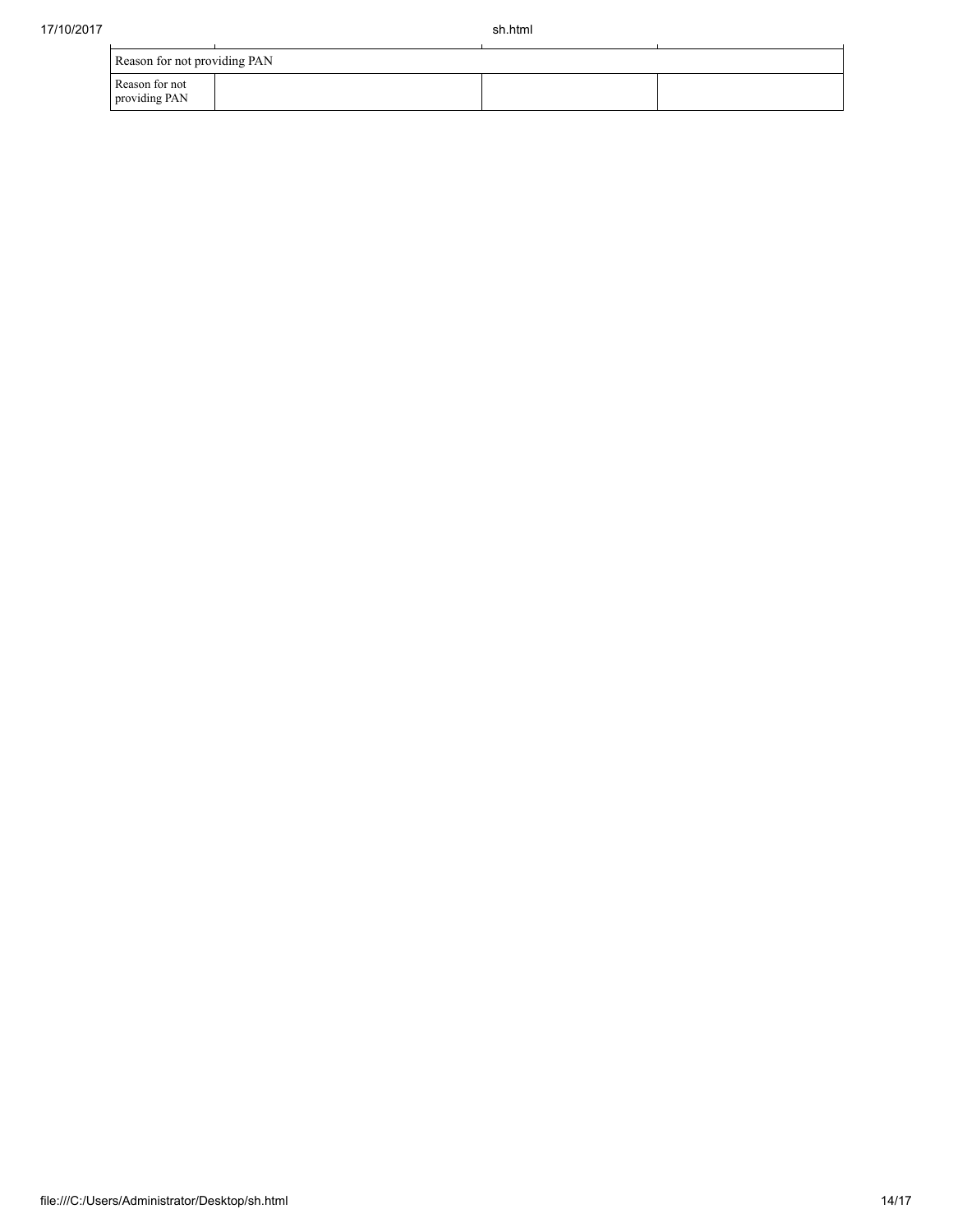| Reason for not providing PAN | | | |
|---|---|---|---|
| Reason for not providing PAN | | | |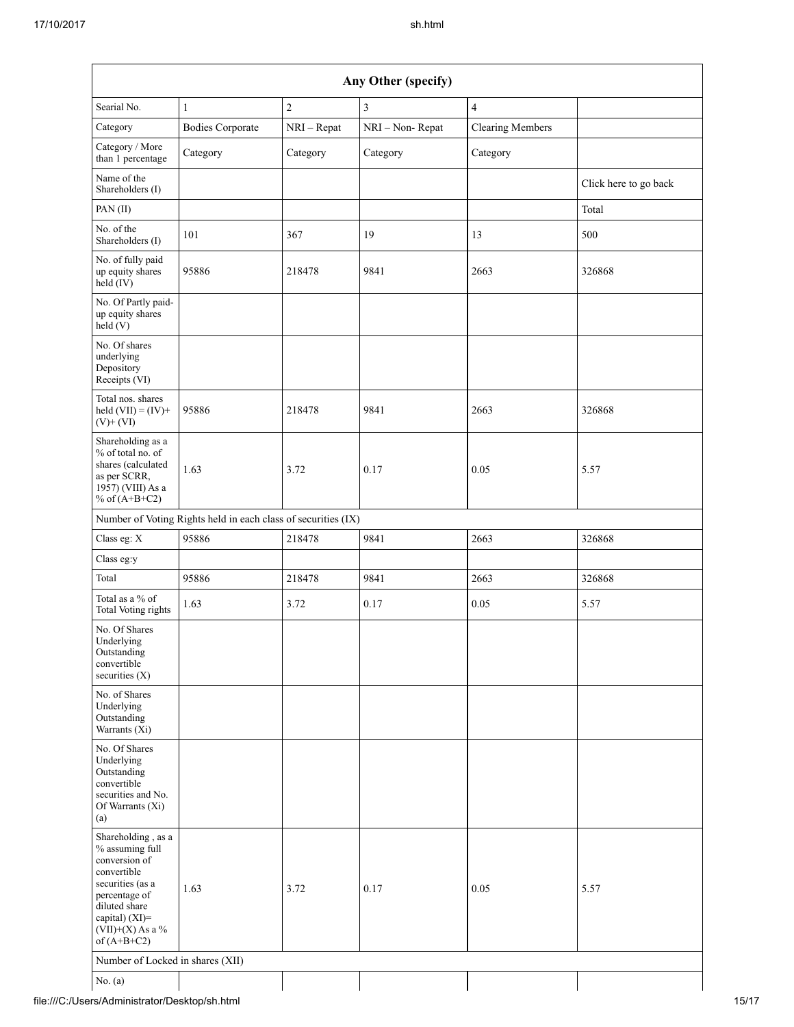| Any Other (specify) | | | | | |
|---|---|---|---|---|---|
| Searial No. | 1 | 2 | 3 | 4 | |
| Category | Bodies Corporate | NRI – Repat | NRI – Non- Repat | Clearing Members | |
| Category / More than 1 percentage | Category | Category | Category | Category | |
| Name of the Shareholders (I) | | | | | Click here to go back |
| PAN (II) | | | | | Total |
| No. of the Shareholders (I) | 101 | 367 | 19 | 13 | 500 |
| No. of fully paid up equity shares held (IV) | 95886 | 218478 | 9841 | 2663 | 326868 |
| No. Of Partly paid-up equity shares held (V) | | | | | |
| No. Of shares underlying Depository Receipts (VI) | | | | | |
| Total nos. shares held (VII) = (IV)+(V)+ (VI) | 95886 | 218478 | 9841 | 2663 | 326868 |
| Shareholding as a % of total no. of shares (calculated as per SCRR, 1957) (VIII) As a % of (A+B+C2) | 1.63 | 3.72 | 0.17 | 0.05 | 5.57 |
| Number of Voting Rights held in each class of securities (IX) | | | | | |
| Class eg: X | 95886 | 218478 | 9841 | 2663 | 326868 |
| Class eg:y | | | | | |
| Total | 95886 | 218478 | 9841 | 2663 | 326868 |
| Total as a % of Total Voting rights | 1.63 | 3.72 | 0.17 | 0.05 | 5.57 |
| No. Of Shares Underlying Outstanding convertible securities (X) | | | | | |
| No. of Shares Underlying Outstanding Warrants (Xi) | | | | | |
| No. Of Shares Underlying Outstanding convertible securities and No. Of Warrants (Xi) (a) | | | | | |
| Shareholding , as a % assuming full conversion of convertible securities (as a percentage of diluted share capital) (XI)= (VII)+(X) As a % of (A+B+C2) | 1.63 | 3.72 | 0.17 | 0.05 | 5.57 |
| Number of Locked in shares (XII) | | | | | |
| No. (a) | | | | | |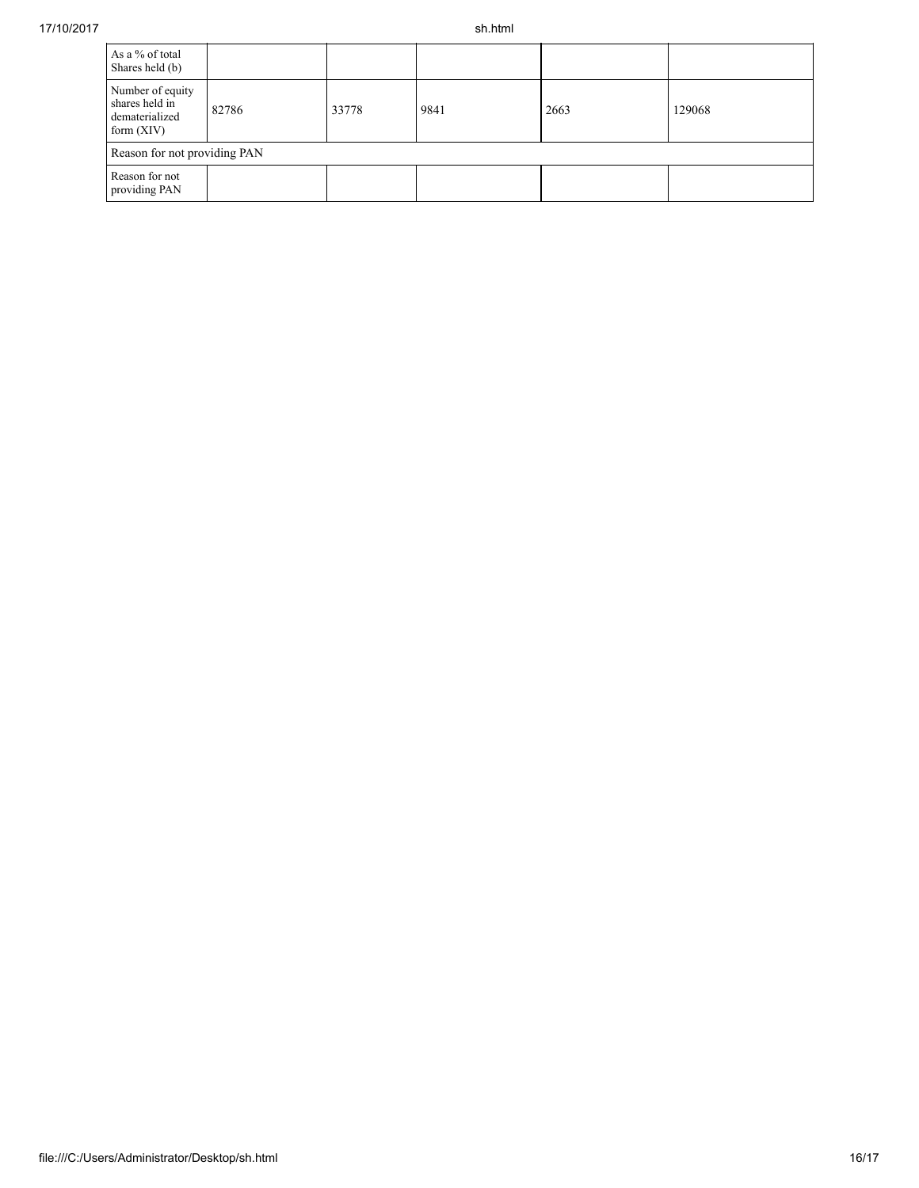| As a % of total Shares held (b) | | | | | |
|---|---|---|---|---|---|
| Number of equity shares held in dematerialized form (XIV) | 82786 | 33778 | 9841 | 2663 | 129068 |
| Reason for not providing PAN | | | | | |
| Reason for not providing PAN | | | | | |